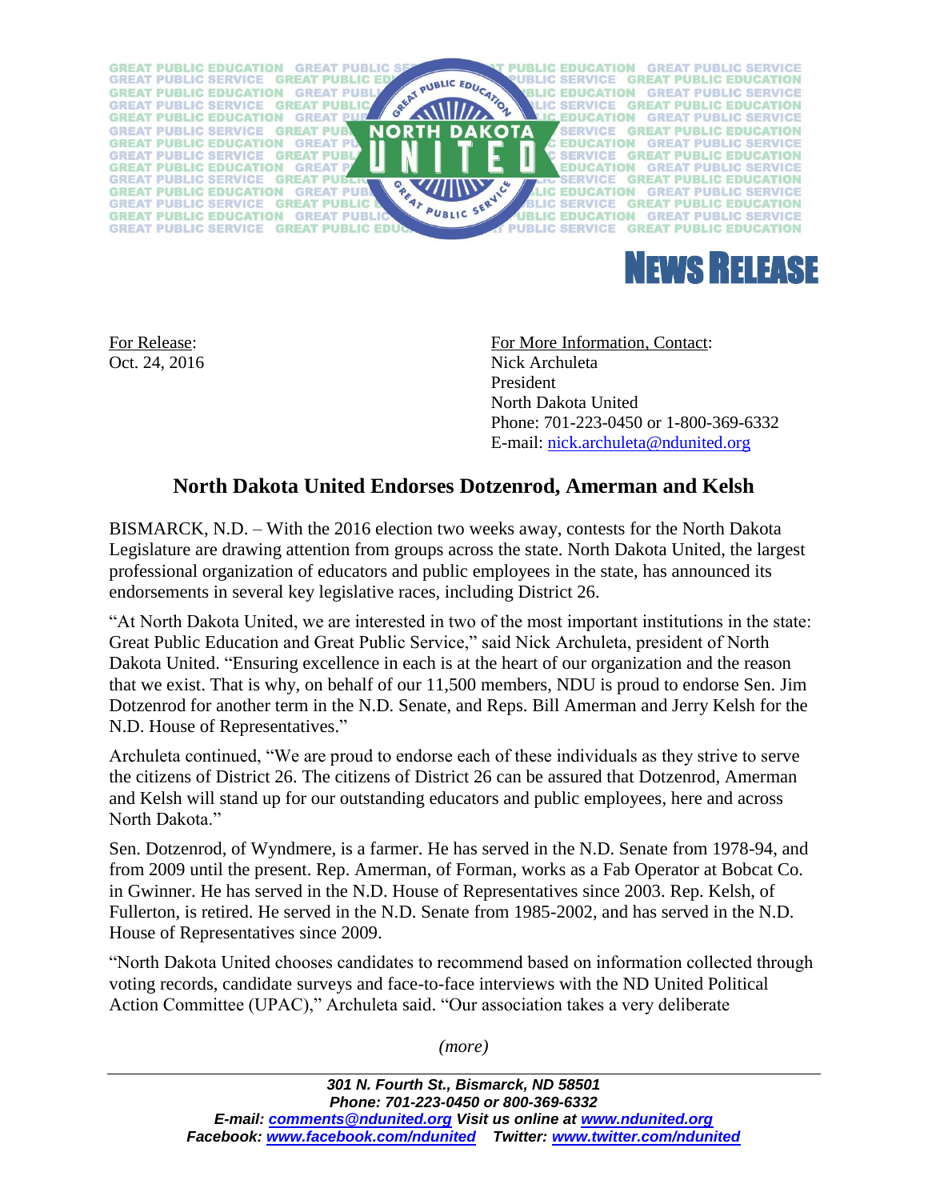# NEWS RELEASE

For Release:
Oct. 24, 2016

For More Information, Contact:
Nick Archuleta
President
North Dakota United
Phone: 701-223-0450 or 1-800-369-6332
E-mail: nick.archuleta@ndunited.org

## North Dakota United Endorses Dotzenrod, Amerman and Kelsh

BISMARCK, N.D. – With the 2016 election two weeks away, contests for the North Dakota Legislature are drawing attention from groups across the state. North Dakota United, the largest professional organization of educators and public employees in the state, has announced its endorsements in several key legislative races, including District 26.

"At North Dakota United, we are interested in two of the most important institutions in the state: Great Public Education and Great Public Service," said Nick Archuleta, president of North Dakota United. "Ensuring excellence in each is at the heart of our organization and the reason that we exist. That is why, on behalf of our 11,500 members, NDU is proud to endorse Sen. Jim Dotzenrod for another term in the N.D. Senate, and Reps. Bill Amerman and Jerry Kelsh for the N.D. House of Representatives."

Archuleta continued, "We are proud to endorse each of these individuals as they strive to serve the citizens of District 26. The citizens of District 26 can be assured that Dotzenrod, Amerman and Kelsh will stand up for our outstanding educators and public employees, here and across North Dakota."

Sen. Dotzenrod, of Wyndmere, is a farmer. He has served in the N.D. Senate from 1978-94, and from 2009 until the present. Rep. Amerman, of Forman, works as a Fab Operator at Bobcat Co. in Gwinner. He has served in the N.D. House of Representatives since 2003. Rep. Kelsh, of Fullerton, is retired. He served in the N.D. Senate from 1985-2002, and has served in the N.D. House of Representatives since 2009.

"North Dakota United chooses candidates to recommend based on information collected through voting records, candidate surveys and face-to-face interviews with the ND United Political Action Committee (UPAC)," Archuleta said. "Our association takes a very deliberate

*(more)*

***301 N. Fourth St., Bismarck, ND 58501***
***Phone: 701-223-0450 or 800-369-6332***
***E-mail: comments@ndunited.org Visit us online at www.ndunited.org***
***Facebook: www.facebook.com/ndunited Twitter: www.twitter.com/ndunited***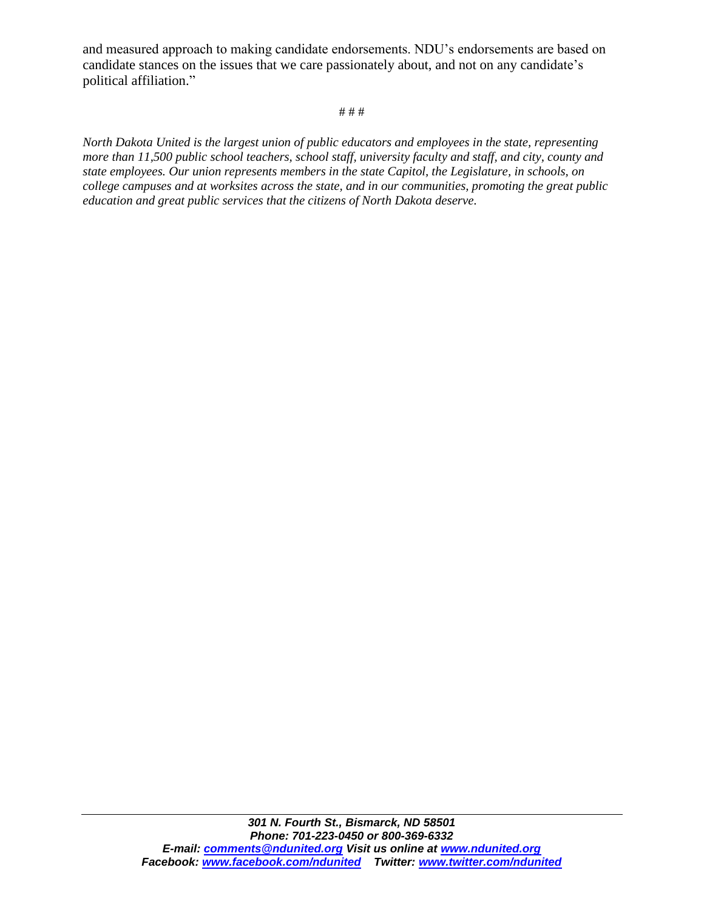and measured approach to making candidate endorsements. NDU's endorsements are based on candidate stances on the issues that we care passionately about, and not on any candidate's political affiliation."

# # #

*North Dakota United is the largest union of public educators and employees in the state, representing more than 11,500 public school teachers, school staff, university faculty and staff, and city, county and state employees. Our union represents members in the state Capitol, the Legislature, in schools, on college campuses and at worksites across the state, and in our communities, promoting the great public education and great public services that the citizens of North Dakota deserve.*

***301 N. Fourth St., Bismarck, ND 58501***
***Phone: 701-223-0450 or 800-369-6332***
***E-mail: comments@ndunited.org Visit us online at www.ndunited.org***
***Facebook: www.facebook.com/ndunited Twitter: www.twitter.com/ndunited***